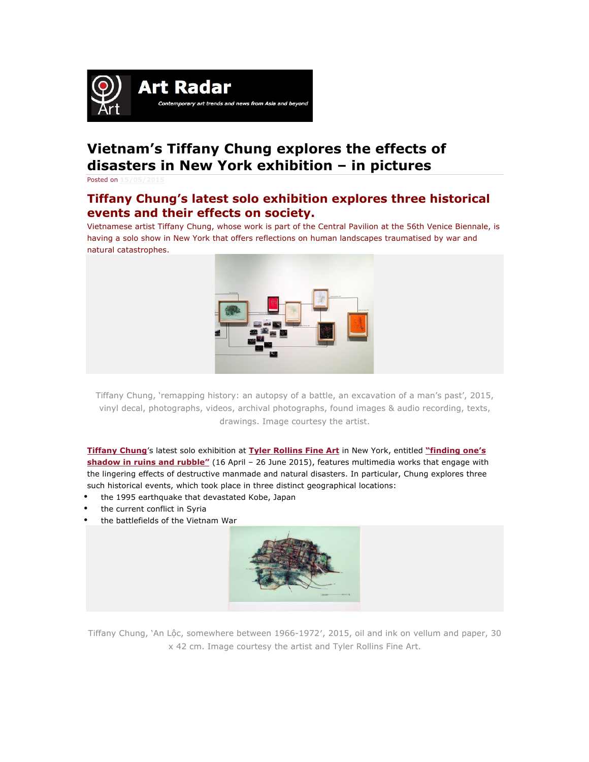Art Radar

*Contemporary art trends and news from Asia and beyond*

# Vietnam's Tiffany Chung explores the effects of disasters in New York exhibition – in pictures

Posted on 15/05/2015

## Tiffany Chung's latest solo exhibition explores three historical events and their effects on society.

Vietnamese artist Tiffany Chung, whose work is part of the Central Pavilion at the 56th Venice Biennale, is having a solo show in New York that offers reflections on human landscapes traumatised by war and natural catastrophes.

Tiffany Chung, 'remapping history: an autopsy of a battle, an excavation of a man's past', 2015, vinyl decal, photographs, videos, archival photographs, found images & audio recording, texts, drawings. Image courtesy the artist.

**Tiffany Chung**'s latest solo exhibition at **Tyler Rollins Fine Art** in New York, entitled **"finding one's shadow in ruins and rubble"** (16 April – 26 June 2015), features multimedia works that engage with the lingering effects of destructive manmade and natural disasters. In particular, Chung explores three such historical events, which took place in three distinct geographical locations:

- the 1995 earthquake that devastated Kobe, Japan
- the current conflict in Syria
- the battlefields of the Vietnam War

Tiffany Chung, 'An Lộc, somewhere between 1966-1972', 2015, oil and ink on vellum and paper, 30 x 42 cm. Image courtesy the artist and Tyler Rollins Fine Art.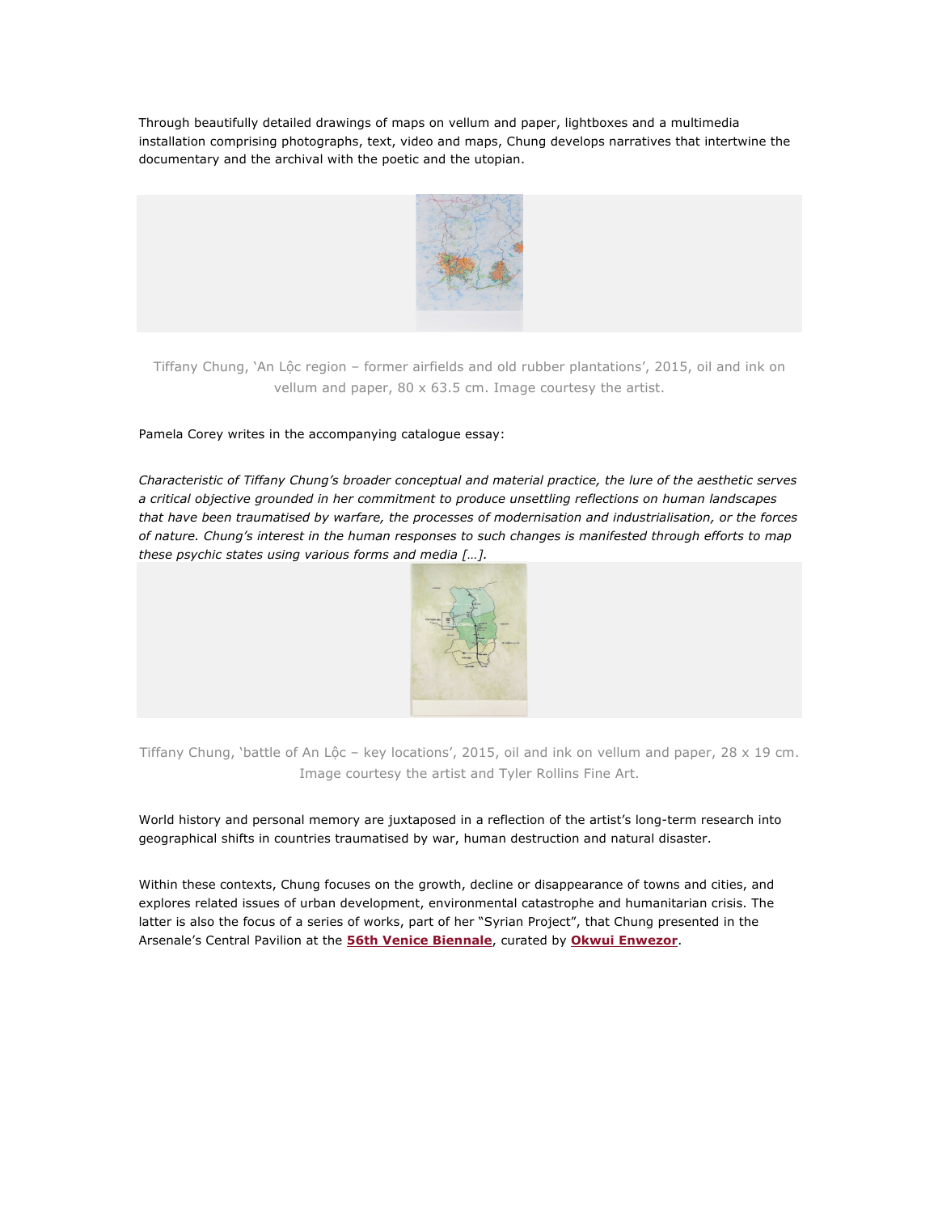Through beautifully detailed drawings of maps on vellum and paper, lightboxes and a multimedia installation comprising photographs, text, video and maps, Chung develops narratives that intertwine the documentary and the archival with the poetic and the utopian.

Tiffany Chung, 'An Lộc region – former airfields and old rubber plantations', 2015, oil and ink on vellum and paper, 80 x 63.5 cm. Image courtesy the artist.

Pamela Corey writes in the accompanying catalogue essay:

*Characteristic of Tiffany Chung's broader conceptual and material practice, the lure of the aesthetic serves a critical objective grounded in her commitment to produce unsettling reflections on human landscapes that have been traumatised by warfare, the processes of modernisation and industrialisation, or the forces of nature. Chung's interest in the human responses to such changes is manifested through efforts to map these psychic states using various forms and media […].*

Tiffany Chung, 'battle of An Lộc – key locations', 2015, oil and ink on vellum and paper, 28 x 19 cm. Image courtesy the artist and Tyler Rollins Fine Art.

World history and personal memory are juxtaposed in a reflection of the artist's long-term research into geographical shifts in countries traumatised by war, human destruction and natural disaster.

Within these contexts, Chung focuses on the growth, decline or disappearance of towns and cities, and explores related issues of urban development, environmental catastrophe and humanitarian crisis. The latter is also the focus of a series of works, part of her "Syrian Project", that Chung presented in the Arsenale's Central Pavilion at the **56th Venice Biennale**, curated by **Okwui Enwezor**.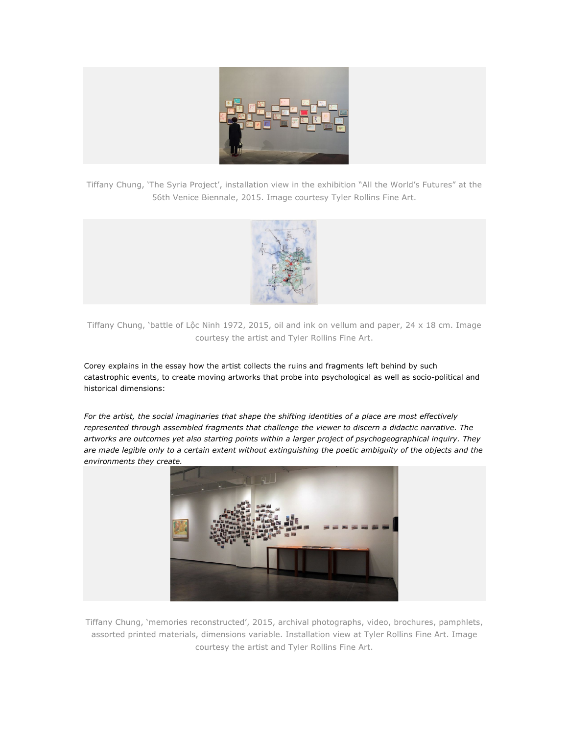Tiffany Chung, 'The Syria Project', installation view in the exhibition "All the World's Futures" at the 56th Venice Biennale, 2015. Image courtesy Tyler Rollins Fine Art.

Tiffany Chung, 'battle of Lộc Ninh 1972, 2015, oil and ink on vellum and paper, 24 x 18 cm. Image courtesy the artist and Tyler Rollins Fine Art.

Corey explains in the essay how the artist collects the ruins and fragments left behind by such catastrophic events, to create moving artworks that probe into psychological as well as socio-political and historical dimensions:

*For the artist, the social imaginaries that shape the shifting identities of a place are most effectively represented through assembled fragments that challenge the viewer to discern a didactic narrative. The artworks are outcomes yet also starting points within a larger project of psychogeographical inquiry. They are made legible only to a certain extent without extinguishing the poetic ambiguity of the objects and the environments they create.*

Tiffany Chung, 'memories reconstructed', 2015, archival photographs, video, brochures, pamphlets, assorted printed materials, dimensions variable. Installation view at Tyler Rollins Fine Art. Image courtesy the artist and Tyler Rollins Fine Art.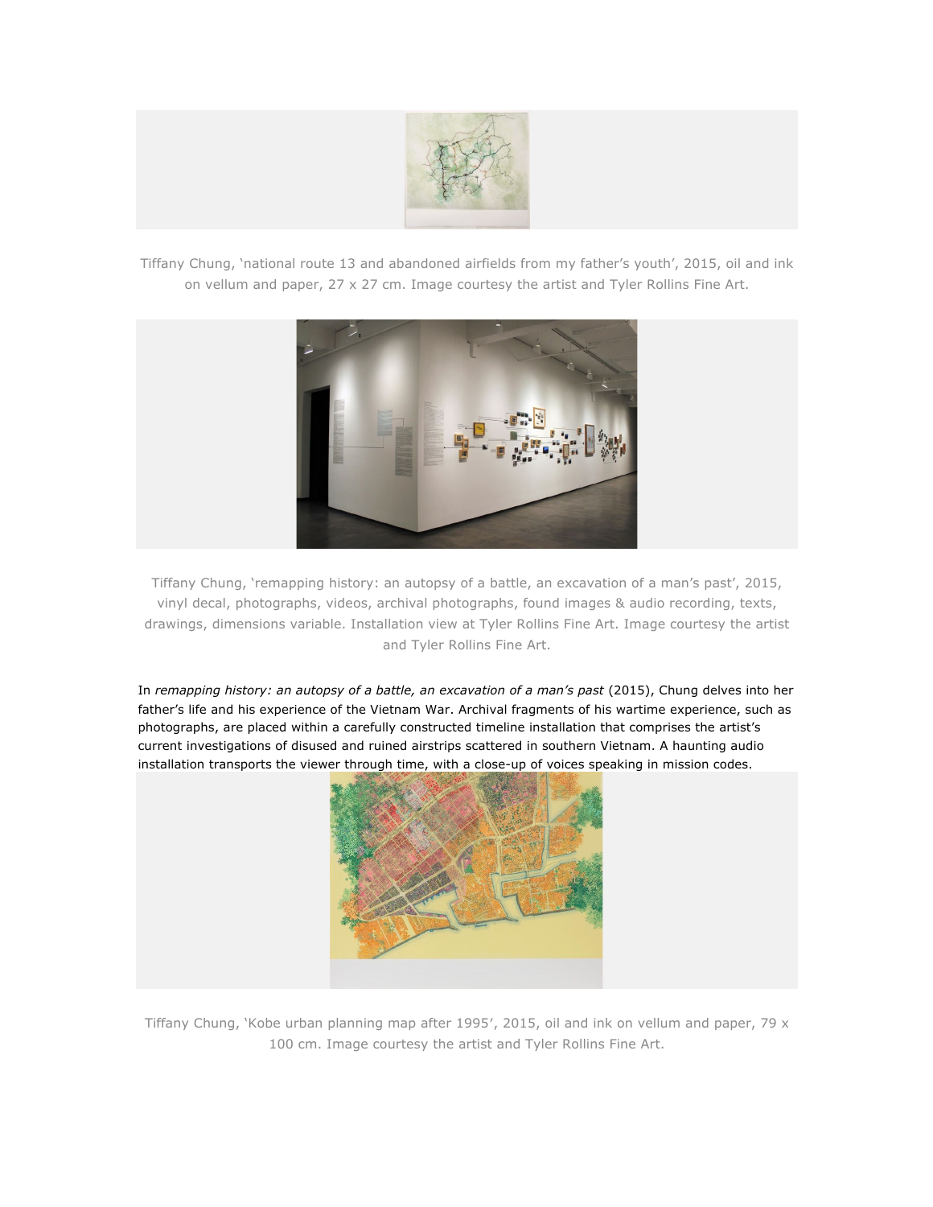Tiffany Chung, ‘national route 13 and abandoned airfields from my father’s youth’, 2015, oil and ink on vellum and paper, 27 x 27 cm. Image courtesy the artist and Tyler Rollins Fine Art.

Tiffany Chung, ‘remapping history: an autopsy of a battle, an excavation of a man’s past’, 2015, vinyl decal, photographs, videos, archival photographs, found images & audio recording, texts, drawings, dimensions variable. Installation view at Tyler Rollins Fine Art. Image courtesy the artist and Tyler Rollins Fine Art.

In *remapping history: an autopsy of a battle, an excavation of a man’s past* (2015), Chung delves into her father’s life and his experience of the Vietnam War. Archival fragments of his wartime experience, such as photographs, are placed within a carefully constructed timeline installation that comprises the artist’s current investigations of disused and ruined airstrips scattered in southern Vietnam. A haunting audio installation transports the viewer through time, with a close-up of voices speaking in mission codes.

Tiffany Chung, ‘Kobe urban planning map after 1995′, 2015, oil and ink on vellum and paper, 79 x 100 cm. Image courtesy the artist and Tyler Rollins Fine Art.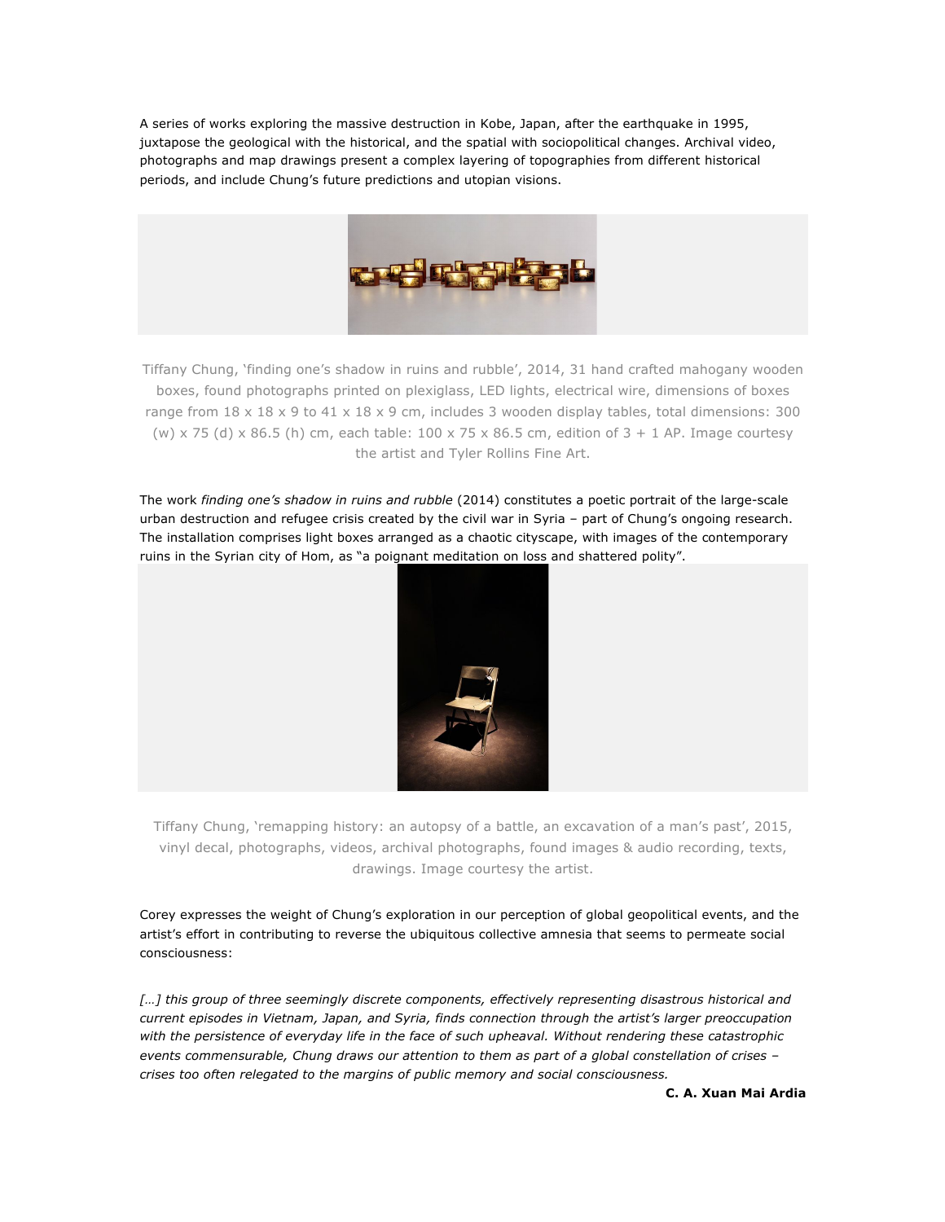A series of works exploring the massive destruction in Kobe, Japan, after the earthquake in 1995, juxtapose the geological with the historical, and the spatial with sociopolitical changes. Archival video, photographs and map drawings present a complex layering of topographies from different historical periods, and include Chung's future predictions and utopian visions.

Tiffany Chung, 'finding one's shadow in ruins and rubble', 2014, 31 hand crafted mahogany wooden boxes, found photographs printed on plexiglass, LED lights, electrical wire, dimensions of boxes range from 18 x 18 x 9 to 41 x 18 x 9 cm, includes 3 wooden display tables, total dimensions: 300 (w) x 75 (d) x 86.5 (h) cm, each table: 100 x 75 x 86.5 cm, edition of 3 + 1 AP. Image courtesy the artist and Tyler Rollins Fine Art.

The work *finding one's shadow in ruins and rubble* (2014) constitutes a poetic portrait of the large-scale urban destruction and refugee crisis created by the civil war in Syria – part of Chung's ongoing research. The installation comprises light boxes arranged as a chaotic cityscape, with images of the contemporary ruins in the Syrian city of Hom, as "a poignant meditation on loss and shattered polity".

Tiffany Chung, 'remapping history: an autopsy of a battle, an excavation of a man's past', 2015, vinyl decal, photographs, videos, archival photographs, found images & audio recording, texts, drawings. Image courtesy the artist.

Corey expresses the weight of Chung's exploration in our perception of global geopolitical events, and the artist's effort in contributing to reverse the ubiquitous collective amnesia that seems to permeate social consciousness:

*[…] this group of three seemingly discrete components, effectively representing disastrous historical and current episodes in Vietnam, Japan, and Syria, finds connection through the artist's larger preoccupation with the persistence of everyday life in the face of such upheaval. Without rendering these catastrophic events commensurable, Chung draws our attention to them as part of a global constellation of crises – crises too often relegated to the margins of public memory and social consciousness.*

**C. A. Xuan Mai Ardia**